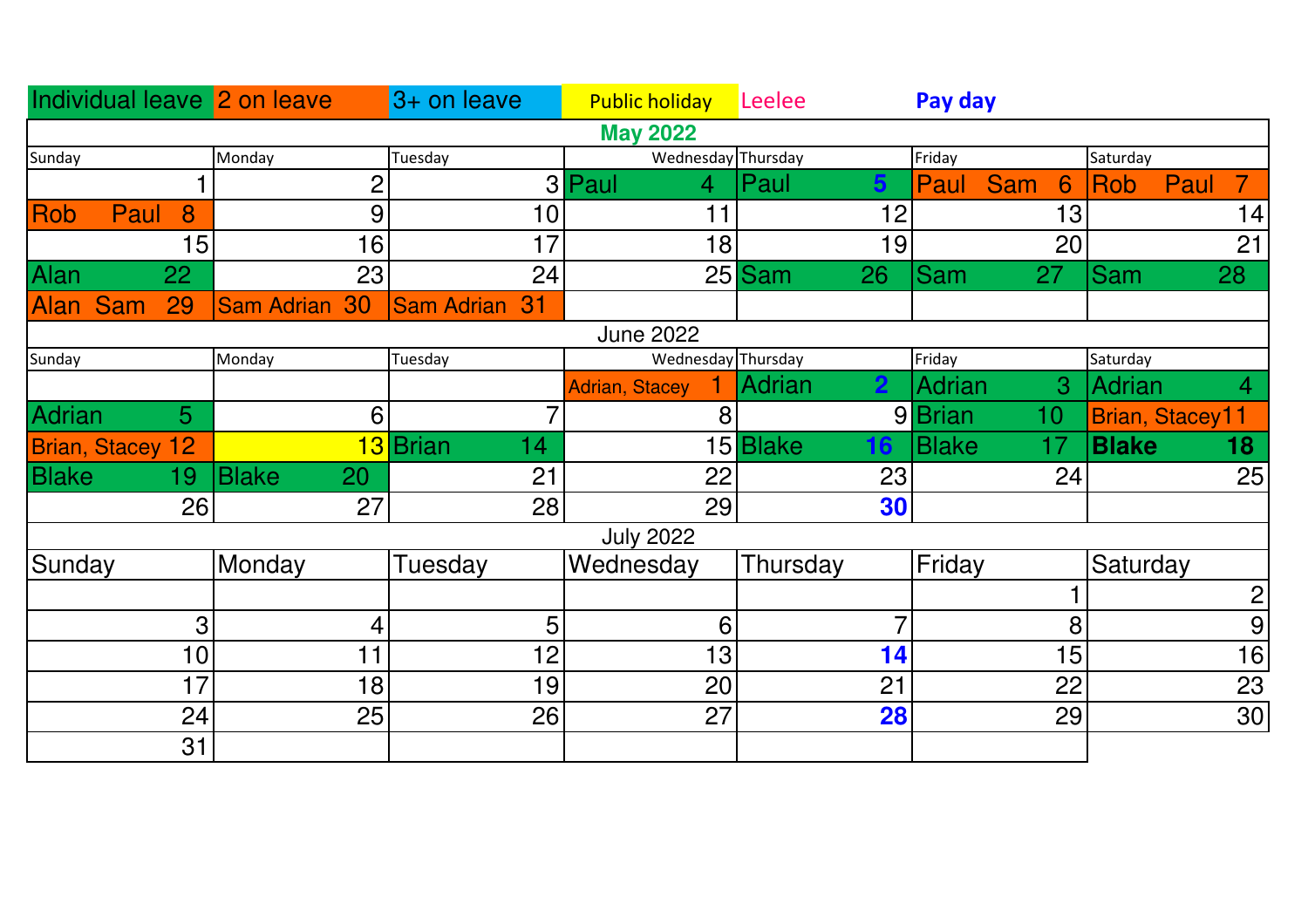| Individual leave | 2 on leave | 3+ on leave | Public holiday | Leelee | Pay day | |
|---|---|---|---|---|---|---|

## May 2022

| Sunday | Monday | Tuesday | Wednesday | Thursday | Friday | Saturday |
|---|---|---|---|---|---|---|
| 1 | 2 | 3 | Paul 4 | Paul **5** | Paul Sam 6 | Rob Paul 7 |
| Rob Paul 8 | 9 | 10 | 11 | 12 | 13 | 14 |
| 15 | 16 | 17 | 18 | 19 | 20 | 21 |
| Alan 22 | 23 | 24 | 25 | Sam 26 | Sam 27 | Sam 28 |
| Alan Sam 29 | Sam Adrian 30 | Sam Adrian 31 | | | | |

## June 2022

| Sunday | Monday | Tuesday | Wednesday | Thursday | Friday | Saturday |
|---|---|---|---|---|---|---|
| | | | Adrian, Stacey 1 | Adrian **2** | Adrian 3 | Adrian 4 |
| Adrian 5 | 6 | 7 | 8 | 9 | Brian 10 | Brian, Stacey 11 |
| Brian, Stacey 12 | 13 | Brian 14 | 15 | Blake **16** | Blake 17 | **Blake 18** |
| Blake 19 | Blake 20 | 21 | 22 | 23 | 24 | 25 |
| 26 | 27 | 28 | 29 | **30** | | |

## July 2022

| Sunday | Monday | Tuesday | Wednesday | Thursday | Friday | Saturday |
|---|---|---|---|---|---|---|
| | | | | | 1 | 2 |
| 3 | 4 | 5 | 6 | 7 | 8 | 9 |
| 10 | 11 | 12 | 13 | **14** | 15 | 16 |
| 17 | 18 | 19 | 20 | 21 | 22 | 23 |
| 24 | 25 | 26 | 27 | **28** | 29 | 30 |
| 31 | | | | | | |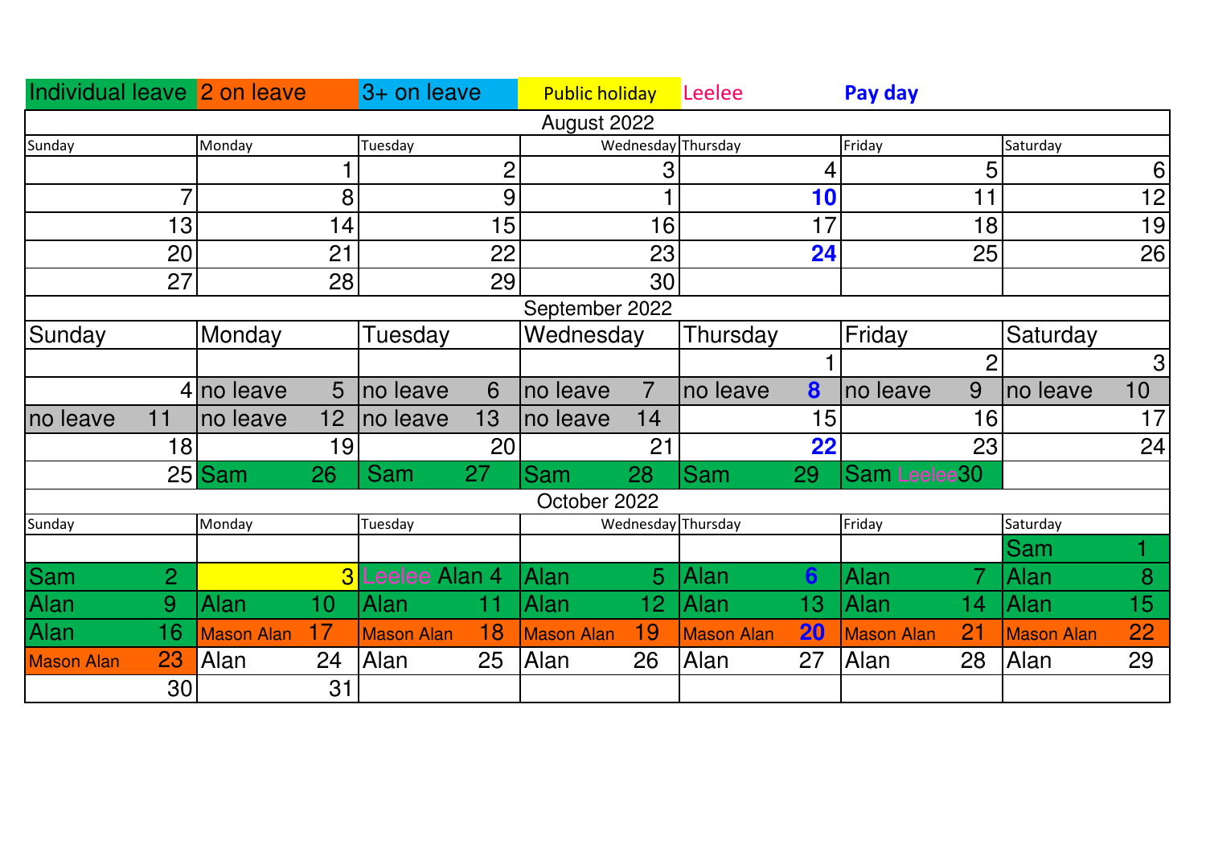| Individual leave | 2 on leave | 3+ on leave | Public holiday | Leelee | Pay day | |
|---|---|---|---|---|---|---|

| August 2022 | | | | | | |
|---|---|---|---|---|---|---|
| Sunday | Monday | Tuesday | Wednesday | Thursday | Friday | Saturday |
| | 1 | 2 | 3 | 4 | 5 | 6 |
| 7 | 8 | 9 | 1 | **10** | 11 | 12 |
| 13 | 14 | 15 | 16 | 17 | 18 | 19 |
| 20 | 21 | 22 | 23 | **24** | 25 | 26 |
| 27 | 28 | 29 | 30 | | | |

| September 2022 | | | | | | |
|---|---|---|---|---|---|---|
| Sunday | Monday | Tuesday | Wednesday | Thursday | Friday | Saturday |
| | | | | 1 | 2 | 3 |
| 4 | no leave 5 | no leave 6 | no leave 7 | no leave **8** | no leave 9 | no leave 10 |
| no leave 11 | no leave 12 | no leave 13 | no leave 14 | 15 | 16 | 17 |
| 18 | 19 | 20 | 21 | **22** | 23 | 24 |
| 25 | Sam 26 | Sam 27 | Sam 28 | Sam 29 | Sam Leelee 30 | |

| October 2022 | | | | | | |
|---|---|---|---|---|---|---|
| Sunday | Monday | Tuesday | Wednesday | Thursday | Friday | Saturday |
| | | | | | | Sam 1 |
| Sam 2 | 3 | Leelee Alan 4 | Alan 5 | Alan **6** | Alan 7 | Alan 8 |
| Alan 9 | Alan 10 | Alan 11 | Alan 12 | Alan 13 | Alan 14 | Alan 15 |
| Alan 16 | Mason Alan 17 | Mason Alan 18 | Mason Alan 19 | Mason Alan **20** | Mason Alan 21 | Mason Alan 22 |
| Mason Alan 23 | Alan 24 | Alan 25 | Alan 26 | Alan 27 | Alan 28 | Alan 29 |
| 30 | 31 | | | | | |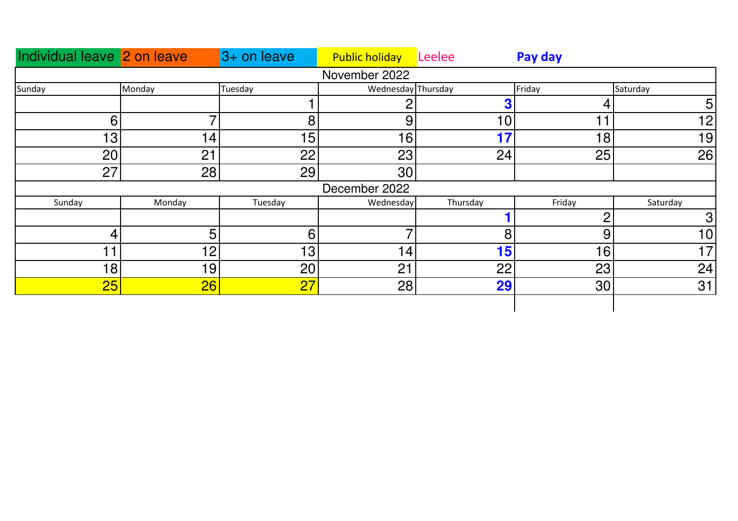| Individual leave | 2 on leave | 3+ on leave | Public holiday | Leelee | **Pay day** | |
|---|---|---|---|---|---|---|
| November 2022 | | | | | | |
| Sunday | Monday | Tuesday | Wednesday | Thursday | Friday | Saturday |
| | | 1 | 2 | **3** | 4 | 5 |
| 6 | 7 | 8 | 9 | 10 | 11 | 12 |
| 13 | 14 | 15 | 16 | **17** | 18 | 19 |
| 20 | 21 | 22 | 23 | 24 | 25 | 26 |
| 27 | 28 | 29 | 30 | | | |
| December 2022 | | | | | | |
| Sunday | Monday | Tuesday | Wednesday | Thursday | Friday | Saturday |
| | | | | **1** | 2 | 3 |
| 4 | 5 | 6 | 7 | 8 | 9 | 10 |
| 11 | 12 | 13 | 14 | **15** | 16 | 17 |
| 18 | 19 | 20 | 21 | 22 | 23 | 24 |
| 25 | 26 | 27 | 28 | **29** | 30 | 31 |